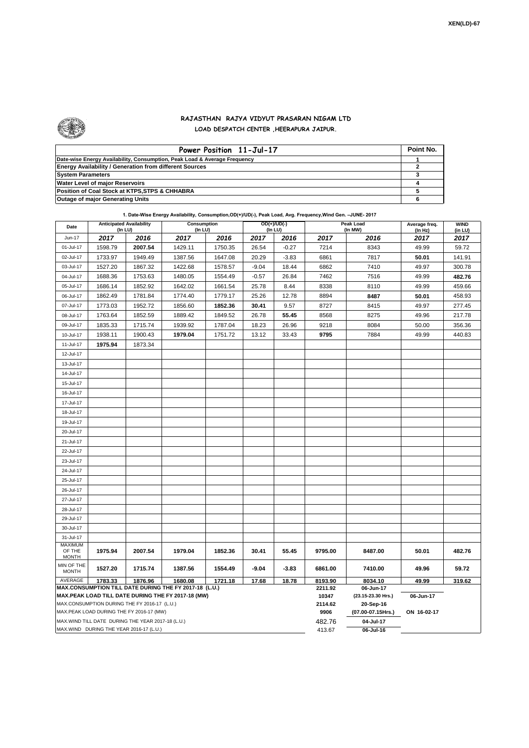XEN(LD)-67

# RAJASTHAN RAJYA VIDYUT PRASARAN NIGAM LTD
## LOAD DESPATCH CENTER ,HEERAPURA JAIPUR.

| Power Position 11-Jul-17 | Point No. |
|---|---|
| Date-wise Energy Availability, Consumption, Peak Load & Average Frequency | 1 |
| Energy Availability / Generation from different Sources | 2 |
| System Parameters | 3 |
| Water Level of major Reservoirs | 4 |
| Position of Coal Stock at KTPS,STPS & CHHABRA | 5 |
| Outage of major Generating Units | 6 |

**1. Date-Wise Energy Availability, Consumption,OD(+)/UD(-), Peak Load, Avg. Frequency,Wind Gen. –JUNE- 2017**

| Date | Anticipated Availability (In LU) | | Consumption (In LU) | | OD(+)/UD(-) (In LU) | | Peak Load (In MW) | | Average freq. (In Hz) | WIND (in LU) |
|---|---|---|---|---|---|---|---|---|---|---|
| Jun-17 | 2017 | 2016 | 2017 | 2016 | 2017 | 2016 | 2017 | 2016 | 2017 | 2017 |
| 01-Jul-17 | 1598.79 | **2007.54** | 1429.11 | 1750.35 | 26.54 | -0.27 | 7214 | 8343 | 49.99 | 59.72 |
| 02-Jul-17 | 1733.97 | 1949.49 | 1387.56 | 1647.08 | 20.29 | -3.83 | 6861 | 7817 | **50.01** | 141.91 |
| 03-Jul-17 | 1527.20 | 1867.32 | 1422.68 | 1578.57 | -9.04 | 18.44 | 6862 | 7410 | 49.97 | 300.78 |
| 04-Jul-17 | 1688.36 | 1753.63 | 1480.05 | 1554.49 | -0.57 | 26.84 | 7462 | 7516 | 49.99 | **482.76** |
| 05-Jul-17 | 1686.14 | 1852.92 | 1642.02 | 1661.54 | 25.78 | 8.44 | 8338 | 8110 | 49.99 | 459.66 |
| 06-Jul-17 | 1862.49 | 1781.84 | 1774.40 | 1779.17 | 25.26 | 12.78 | 8894 | **8487** | **50.01** | 458.93 |
| 07-Jul-17 | 1773.03 | 1952.72 | 1856.60 | **1852.36** | **30.41** | 9.57 | 8727 | 8415 | 49.97 | 277.45 |
| 08-Jul-17 | 1763.64 | 1852.59 | 1889.42 | 1849.52 | 26.78 | **55.45** | 8568 | 8275 | 49.96 | 217.78 |
| 09-Jul-17 | 1835.33 | 1715.74 | 1939.92 | 1787.04 | 18.23 | 26.96 | 9218 | 8084 | 50.00 | 356.36 |
| 10-Jul-17 | 1938.11 | 1900.43 | **1979.04** | 1751.72 | 13.12 | 33.43 | **9795** | 7884 | 49.99 | 440.83 |
| 11-Jul-17 | **1975.94** | 1873.34 | | | | | | | | |
| 12-Jul-17 | | | | | | | | | | |
| 13-Jul-17 | | | | | | | | | | |
| 14-Jul-17 | | | | | | | | | | |
| 15-Jul-17 | | | | | | | | | | |
| 16-Jul-17 | | | | | | | | | | |
| 17-Jul-17 | | | | | | | | | | |
| 18-Jul-17 | | | | | | | | | | |
| 19-Jul-17 | | | | | | | | | | |
| 20-Jul-17 | | | | | | | | | | |
| 21-Jul-17 | | | | | | | | | | |
| 22-Jul-17 | | | | | | | | | | |
| 23-Jul-17 | | | | | | | | | | |
| 24-Jul-17 | | | | | | | | | | |
| 25-Jul-17 | | | | | | | | | | |
| 26-Jul-17 | | | | | | | | | | |
| 27-Jul-17 | | | | | | | | | | |
| 28-Jul-17 | | | | | | | | | | |
| 29-Jul-17 | | | | | | | | | | |
| 30-Jul-17 | | | | | | | | | | |
| 31-Jul-17 | | | | | | | | | | |
| MAXIMUM OF THE MONTH | **1975.94** | **2007.54** | **1979.04** | **1852.36** | **30.41** | **55.45** | **9795.00** | **8487.00** | **50.01** | **482.76** |
| MIN OF THE MONTH | **1527.20** | **1715.74** | **1387.56** | **1554.49** | **-9.04** | **-3.83** | **6861.00** | **7410.00** | **49.96** | **59.72** |
| AVERAGE | **1783.33** | **1876.96** | **1680.08** | **1721.18** | **17.68** | **18.78** | **8193.90** | **8034.10** | **49.99** | **319.62** |
| **MAX.CONSUMPTION TILL DATE DURING THE FY 2017-18 (L.U.)** | | | | | | | **2211.92** | **06-Jun-17** | | |
| **MAX.PEAK LOAD TILL DATE DURING THE FY 2017-18 (MW)** | | | | | | | **10347** | **(23.15-23.30 Hrs.)** | **06-Jun-17** | |
| MAX.CONSUMPTION DURING THE FY 2016-17 (L.U.) | | | | | | | **2114.62** | **20-Sep-16** | | |
| MAX.PEAK LOAD DURING THE FY 2016-17 (MW) | | | | | | | **9906** | **(07.00-07.15Hrs.)** | **ON 16-02-17** | |
| MAX.WIND TILL DATE DURING THE YEAR 2017-18 (L.U.) | | | | | | | 482.76 | **04-Jul-17** | | |
| MAX.WIND DURING THE YEAR 2016-17 (L.U.) | | | | | | | 413.67 | **06-Jul-16** | | |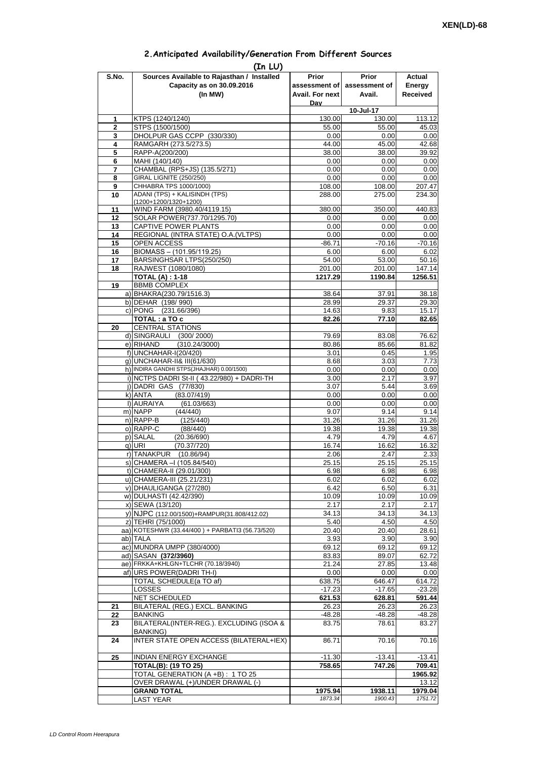XEN(LD)-68

## 2.Anticipated Availability/Generation From Different Sources

(In LU)

| S.No. | Sources Available to Rajasthan / Installed Capacity as on 30.09.2016 (In MW) | Prior assessment of Avail. For next Day | Prior assessment of Avail. | Actual Energy Received |
|---|---|---|---|---|
| | | | 10-Jul-17 | |
| 1 | KTPS (1240/1240) | 130.00 | 130.00 | 113.12 |
| 2 | STPS (1500/1500) | 55.00 | 55.00 | 45.03 |
| 3 | DHOLPUR GAS CCPP (330/330) | 0.00 | 0.00 | 0.00 |
| 4 | RAMGARH (273.5/273.5) | 44.00 | 45.00 | 42.68 |
| 5 | RAPP-A(200/200) | 38.00 | 38.00 | 39.92 |
| 6 | MAHI (140/140) | 0.00 | 0.00 | 0.00 |
| 7 | CHAMBAL (RPS+JS) (135.5/271) | 0.00 | 0.00 | 0.00 |
| 8 | GIRAL LIGNITE (250/250) | 0.00 | 0.00 | 0.00 |
| 9 | CHHABRA TPS 1000/1000) | 108.00 | 108.00 | 207.47 |
| 10 | ADANI (TPS) + KALISINDH (TPS) (1200+1200/1320+1200) | 288.00 | 275.00 | 234.30 |
| 11 | WIND FARM (3980.40/4119.15) | 380.00 | 350.00 | 440.83 |
| 12 | SOLAR POWER(737.70/1295.70) | 0.00 | 0.00 | 0.00 |
| 13 | CAPTIVE POWER PLANTS | 0.00 | 0.00 | 0.00 |
| 14 | REGIONAL (INTRA STATE) O.A.(VLTPS) | 0.00 | 0.00 | 0.00 |
| 15 | OPEN ACCESS | -86.71 | -70.16 | -70.16 |
| 16 | BIOMASS – (101.95/119.25) | 6.00 | 6.00 | 6.02 |
| 17 | BARSINGHSAR LTPS(250/250) | 54.00 | 53.00 | 50.16 |
| 18 | RAJWEST (1080/1080) | 201.00 | 201.00 | 147.14 |
| | **TOTAL (A) : 1-18** | **1217.29** | **1190.84** | **1256.51** |
| 19 | BBMB COMPLEX | | | |
| a) | BHAKRA(230.79/1516.3) | 38.64 | 37.91 | 38.18 |
| b) | DEHAR (198/ 990) | 28.99 | 29.37 | 29.30 |
| c) | PONG (231.66/396) | 14.63 | 9.83 | 15.17 |
| | **TOTAL : a TO c** | **82.26** | **77.10** | **82.65** |
| 20 | CENTRAL STATIONS | | | |
| d) | SINGRAULI (300/ 2000) | 79.69 | 83.08 | 76.62 |
| e) | RIHAND (310.24/3000) | 80.86 | 85.66 | 81.82 |
| f) | UNCHAHAR-I(20/420) | 3.01 | 0.45 | 1.95 |
| g) | UNCHAHAR-II& III(61/630) | 8.68 | 3.03 | 7.73 |
| h) | INDIRA GANDHI STPS(JHAJHAR) 0.00/1500) | 0.00 | 0.00 | 0.00 |
| i) | NCTPS DADRI St-II ( 43.22/980) + DADRI-TH | 3.00 | 2.17 | 3.97 |
| j) | DADRI GAS (77/830) | 3.07 | 5.44 | 3.69 |
| k) | ANTA (83.07/419) | 0.00 | 0.00 | 0.00 |
| l) | AURAIYA (61.03/663) | 0.00 | 0.00 | 0.00 |
| m) | NAPP (44/440) | 9.07 | 9.14 | 9.14 |
| n) | RAPP-B (125/440) | 31.26 | 31.26 | 31.26 |
| o) | RAPP-C (88/440) | 19.38 | 19.38 | 19.38 |
| p) | SALAL (20.36/690) | 4.79 | 4.79 | 4.67 |
| q) | URI (70.37/720) | 16.74 | 16.62 | 16.32 |
| r) | TANAKPUR (10.86/94) | 2.06 | 2.47 | 2.33 |
| s) | CHAMERA –I (105.84/540) | 25.15 | 25.15 | 25.15 |
| t) | CHAMERA-II (29.01/300) | 6.98 | 6.98 | 6.98 |
| u) | CHAMERA-III (25.21/231) | 6.02 | 6.02 | 6.02 |
| v) | DHAULIGANGA (27/280) | 6.42 | 6.50 | 6.31 |
| w) | DULHASTI (42.42/390) | 10.09 | 10.09 | 10.09 |
| x) | SEWA (13/120) | 2.17 | 2.17 | 2.17 |
| y) | NJPC (112.00/1500)+RAMPUR(31.808/412.02) | 34.13 | 34.13 | 34.13 |
| z) | TEHRI (75/1000) | 5.40 | 4.50 | 4.50 |
| aa) | KOTESHWR (33.44/400 ) + PARBATI3 (56.73/520) | 20.40 | 20.40 | 28.61 |
| ab) | TALA | 3.93 | 3.90 | 3.90 |
| ac) | MUNDRA UMPP (380/4000) | 69.12 | 69.12 | 69.12 |
| ad) | SASAN **(372/3960)** | 83.83 | 89.07 | 62.72 |
| ae) | FRKKA+KHLGN+TLCHR (70.18/3940) | 21.24 | 27.85 | 13.48 |
| af) | URS POWER(DADRI TH-I) | 0.00 | 0.00 | 0.00 |
| | TOTAL SCHEDULE(a TO af) | 638.75 | 646.47 | 614.72 |
| | LOSSES | -17.23 | -17.65 | -23.28 |
| | NET SCHEDULED | **621.53** | **628.81** | **591.44** |
| 21 | BILATERAL (REG.) EXCL. BANKING | 26.23 | 26.23 | 26.23 |
| 22 | BANKING | -48.28 | -48.28 | -48.28 |
| 23 | BILATERAL(INTER-REG.). EXCLUDING (ISOA & BANKING) | 83.75 | 78.61 | 83.27 |
| 24 | INTER STATE OPEN ACCESS (BILATERAL+IEX) | 86.71 | 70.16 | 70.16 |
| 25 | INDIAN ENERGY EXCHANGE | -11.30 | -13.41 | -13.41 |
| | **TOTAL(B): (19 TO 25)** | **758.65** | **747.26** | **709.41** |
| | TOTAL GENERATION (A +B) : 1 TO 25 | | | **1965.92** |
| | OVER DRAWAL (+)/UNDER DRAWAL (-) | | | 13.12 |
| | **GRAND TOTAL** | **1975.94** | **1938.11** | **1979.04** |
| | LAST YEAR | *1873.34* | *1900.43* | *1751.72* |

*LD Control Room Heerapura*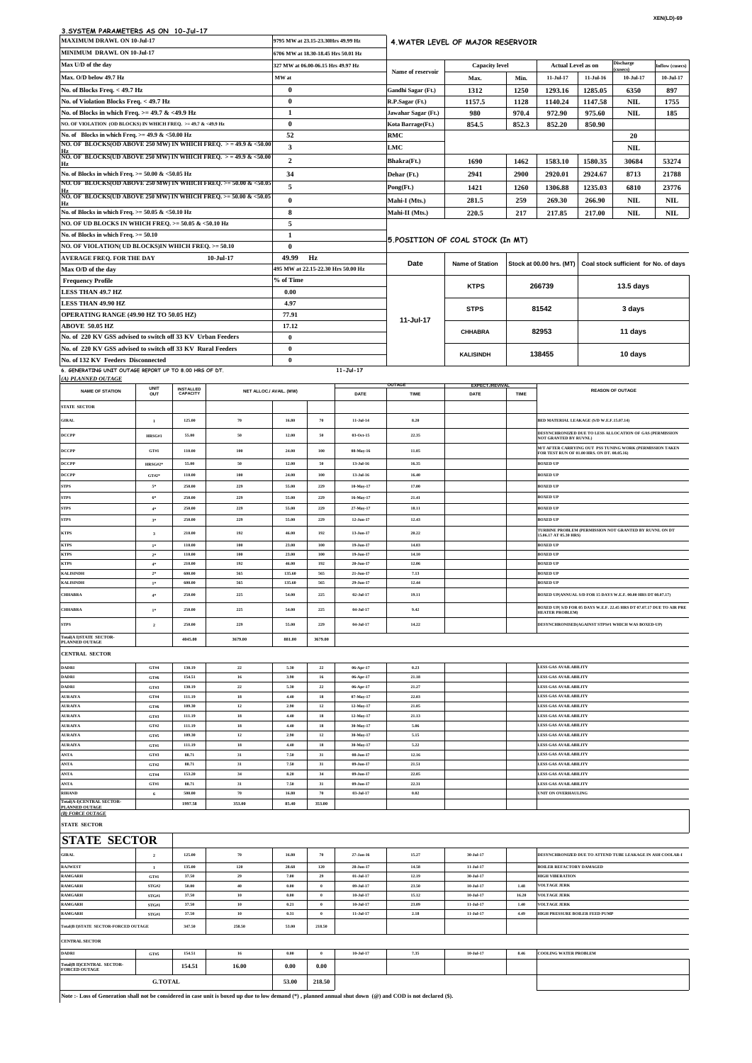XEN(LD)-69

## 3. SYSTEM PARAMETERS AS ON 10-Jul-17

| | |
|---|---|
| MAXIMUM DRAWL ON 10-Jul-17 | 9795 MW at 23.15-23.30Hrs 49.99 Hz |
| MINIMUM DRAWL ON 10-Jul-17 | 6706 MW at 18.30-18.45 Hrs 50.01 Hz |
| Max U/D of the day | 327 MW at 06.00-06.15 Hrs 49.97 Hz |
| Max. O/D below 49.7 Hz | MW at |
| No. of Blocks Freq. < 49.7 Hz | 0 |
| No. of Violation Blocks Freq. < 49.7 Hz | 0 |
| No. of Blocks in which Freq. >= 49.7 & <49.9 Hz | 1 |
| NO. OF VIOLATION (OD BLOCKS) IN WHICH FREQ. >= 49.7 & <49.9 Hz | 0 |
| No. of Blocks in which Freq. >= 49.9 & <50.00 Hz | 52 |
| NO. OF BLOCKS(OD ABOVE 250 MW) IN WHICH FREQ. >= 49.9 & <50.00 Hz | 3 |
| NO. OF BLOCKS(UD ABOVE 250 MW) IN WHICH FREQ. >= 49.9 & <50.00 Hz | 2 |
| No. of Blocks in which Freq. >= 50.00 & <50.05 Hz | 34 |
| NO. OF BLOCKS(OD ABOVE 250 MW) IN WHICH FREQ. >= 50.00 & <50.05 Hz | 5 |
| NO. OF BLOCKS(UD ABOVE 250 MW) IN WHICH FREQ. >= 50.00 & <50.05 Hz | 0 |
| No. of Blocks in which Freq. >= 50.05 & <50.10 Hz | 8 |
| NO. OF UD BLOCKS IN WHICH FREQ. >= 50.05 & <50.10 Hz | 5 |
| No. of Blocks in which Freq. >= 50.10 | 1 |
| NO. OF VIOLATION( UD BLOCKS)IN WHICH FREQ. >= 50.10 | 0 |
| AVERAGE FREQ. FOR THE DAY 10-Jul-17 | 49.99 Hz |
| Max O/D of the day | 495 MW at 22.15-22.30 Hrs 50.00 Hz |
| Frequency Profile | % of Time |
| LESS THAN 49.7 HZ | 0.00 |
| LESS THAN 49.90 HZ | 4.97 |
| OPERATING RANGE (49.90 HZ TO 50.05 HZ) | 77.91 |
| ABOVE 50.05 HZ | 17.12 |
| No. of 220 KV GSS advised to switch off 33 KV Urban Feeders | 0 |
| No. of 220 KV GSS advised to switch off 33 KV Rural Feeders | 0 |
| No. of 132 KV Feeders Disconnected | 0 |

## 4. WATER LEVEL OF MAJOR RESERVOIR

| Name of reservoir | Capacity level | | Actual Level as on | | Discharge (cusecs) | Inflow (cusecs) |
|---|---|---|---|---|---|---|
| | Max. | Min. | 11-Jul-17 | 11-Jul-16 | 10-Jul-17 | 10-Jul-17 |
| Gandhi Sagar (Ft.) | 1312 | 1250 | 1293.16 | 1285.05 | 6350 | 897 |
| R.P.Sagar (Ft.) | 1157.5 | 1128 | 1140.24 | 1147.58 | NIL | 1755 |
| Jawahar Sagar (Ft.) | 980 | 970.4 | 972.90 | 975.60 | NIL | 185 |
| Kota Barrage(Ft.) | 854.5 | 852.3 | 852.20 | 850.90 | | |
| RMC | | | | | 20 | |
| LMC | | | | | NIL | |
| Bhakra(Ft.) | 1690 | 1462 | 1583.10 | 1580.35 | 30684 | 53274 |
| Dehar (Ft.) | 2941 | 2900 | 2920.01 | 2924.67 | 8713 | 21788 |
| Pong(Ft.) | 1421 | 1260 | 1306.88 | 1235.03 | 6810 | 23776 |
| Mahi-I (Mts.) | 281.5 | 259 | 269.30 | 266.90 | NIL | NIL |
| Mahi-II (Mts.) | 220.5 | 217 | 217.85 | 217.00 | NIL | NIL |

## 5. POSITION OF COAL STOCK (In MT)

| Date | Name of Station | Stock at 00.00 hrs. (MT) | Coal stock sufficient for No. of days |
|---|---|---|---|
| 11-Jul-17 | KTPS | 266739 | 13.5 days |
| | STPS | 81542 | 3 days |
| | CHHABRA | 82953 | 11 days |
| | KALISINDH | 138455 | 10 days |

## 6. GENERATING UNIT OUTAGE REPORT UP TO 8.00 HRS OF DT. 11-Jul-17

### (A) PLANNED OUTAGE

| NAME OF STATION | UNIT OUT | INSTALLED CAPACITY | NET ALLOC./ AVAIL. (MW) | | | OUTAGE DATE | OUTAGE TIME | EXPECT./REVIVAL DATE | EXPECT./REVIVAL TIME | REASON OF OUTAGE |
|---|---|---|---|---|---|---|---|---|---|---|
| **STATE SECTOR** | | | | | | | | | | |
| GIRAL | 1 | 125.00 | 70 | 16.80 | 70 | 11-Jul-14 | 8.20 | | | BED MATERIAL LEAKAGE (S/D W.E.F.15.07.14) |
| DCCPP | HRSG#1 | 55.00 | 50 | 12.00 | 50 | 03-Oct-15 | 22.35 | | | DESYNCHRONIZED DUE TO LESS ALLOCATION OF GAS (PERMISSION NOT GRANTED BY RUVNL) |
| DCCPP | GT#1 | 110.00 | 100 | 24.00 | 100 | 08-May-16 | 11.05 | | | M/T AFTER CARRYING OUT PSS TUNING WORK (PERMISSION TAKEN FOR TEST RUN OF 01.00 HRS. ON DT. 08.05.16) |
| DCCPP | HRSG#2* | 55.00 | 50 | 12.00 | 50 | 13-Jul-16 | 16.35 | | | BOXED UP |
| DCCPP | GT#2* | 110.00 | 100 | 24.00 | 100 | 13-Jul-16 | 16.40 | | | BOXED UP |
| STPS | 5* | 250.00 | 229 | 55.00 | 229 | 10-May-17 | 17.00 | | | BOXED UP |
| STPS | 6* | 250.00 | 229 | 55.00 | 229 | 16-May-17 | 21.41 | | | BOXED UP |
| STPS | 4* | 250.00 | 229 | 55.00 | 229 | 27-May-17 | 18.11 | | | BOXED UP |
| STPS | 3* | 250.00 | 229 | 55.00 | 229 | 12-Jun-17 | 12.43 | | | BOXED UP |
| KTPS | 3 | 210.00 | 192 | 46.00 | 192 | 13-Jun-17 | 20.22 | | | TURBINE PROBLEM (PERMISSION NOT GRANTED BY RUVNL ON DT 15.06.17 AT 05.30 HRS) |
| KTPS | 1* | 110.00 | 100 | 23.00 | 100 | 19-Jun-17 | 14.03 | | | BOXED UP |
| KTPS | 2* | 110.00 | 100 | 23.00 | 100 | 19-Jun-17 | 14.10 | | | BOXED UP |
| KTPS | 4* | 210.00 | 192 | 46.00 | 192 | 20-Jun-17 | 12.06 | | | BOXED UP |
| KALISINDH | 2* | 600.00 | 565 | 135.60 | 565 | 21-Jun-17 | 7.13 | | | BOXED UP |
| KALISINDH | 1* | 600.00 | 565 | 135.60 | 565 | 29-Jun-17 | 12.44 | | | BOXED UP |
| CHHABRA | 4* | 250.00 | 225 | 54.00 | 225 | 02-Jul-17 | 19.11 | | | BOXED UP(ANNUAL S/D FOR 15 DAYS W.E.F. 00.00 HRS DT 08.07.17) |
| CHHABRA | 1* | 250.00 | 225 | 54.00 | 225 | 04-Jul-17 | 9.42 | | | BOXED UP( S/D FOR 05 DAYS W.E.F. 22.45 HRS DT 07.07.17 DUE TO AIR PRE HEATER PROBLEM) |
| STPS | 2 | 250.00 | 229 | 55.00 | 229 | 04-Jul-17 | 14.22 | | | DESYNCHRONISED(AGAINST STPS#1 WHICH WAS BOXED-UP) |
| Total(A I)STATE SECTOR-PLANNED OUTAGE | | 4045.00 | 3679.00 | 881.00 | 3679.00 | | | | | |
| **CENTRAL SECTOR** | | | | | | | | | | |
| DADRI | GT#4 | 130.19 | 22 | 5.30 | 22 | 06-Apr-17 | 0.23 | | | LESS GAS AVAILABILITY |
| DADRI | GT#6 | 154.51 | 16 | 3.90 | 16 | 06-Apr-17 | 21.18 | | | LESS GAS AVAILABILITY |
| DADRI | GT#3 | 130.19 | 22 | 5.30 | 22 | 06-Apr-17 | 21.27 | | | LESS GAS AVAILABILITY |
| AURAIYA | GT#4 | 111.19 | 18 | 4.40 | 18 | 07-May-17 | 22.03 | | | LESS GAS AVAILABILITY |
| AURAIYA | GT#6 | 109.30 | 12 | 2.90 | 12 | 12-May-17 | 21.05 | | | LESS GAS AVAILABILITY |
| AURAIYA | GT#3 | 111.19 | 18 | 4.40 | 18 | 12-May-17 | 21.13 | | | LESS GAS AVAILABILITY |
| AURAIYA | GT#2 | 111.19 | 18 | 4.40 | 18 | 30-May-17 | 5.06 | | | LESS GAS AVAILABILITY |
| AURAIYA | GT#5 | 109.30 | 12 | 2.90 | 12 | 30-May-17 | 5.15 | | | LESS GAS AVAILABILITY |
| AURAIYA | GT#1 | 111.19 | 18 | 4.40 | 18 | 30-May-17 | 5.22 | | | LESS GAS AVAILABILITY |
| ANTA | GT#3 | 88.71 | 31 | 7.50 | 31 | 08-Jun-17 | 12.16 | | | LESS GAS AVAILABILITY |
| ANTA | GT#2 | 88.71 | 31 | 7.50 | 31 | 09-Jun-17 | 21.51 | | | LESS GAS AVAILABILITY |
| ANTA | GT#4 | 153.20 | 34 | 8.20 | 34 | 09-Jun-17 | 22.05 | | | LESS GAS AVAILABILITY |
| ANTA | GT#1 | 88.71 | 31 | 7.50 | 31 | 09-Jun-17 | 22.31 | | | LESS GAS AVAILABILITY |
| RIHAND | 6 | 500.00 | 70 | 16.80 | 70 | 03-Jul-17 | 0.02 | | | UNIT ON OVERHAULING |
| Total(A-II)CENTRAL SECTOR-PLANNED OUTAGE | | 1997.58 | 353.00 | 85.40 | 353.00 | | | | | |

### (B) FORCE OUTAGE

| NAME OF STATION | UNIT OUT | INSTALLED CAPACITY | NET ALLOC./ AVAIL. (MW) | | | OUTAGE DATE | OUTAGE TIME | EXPECT./REVIVAL DATE | EXPECT./REVIVAL TIME | REASON OF OUTAGE |
|---|---|---|---|---|---|---|---|---|---|---|
| **STATE SECTOR** | | | | | | | | | | |
| GIRAL | 2 | 125.00 | 70 | 16.80 | 70 | 27-Jan-16 | 15.27 | 30-Jul-17 | | DESYNCHRONIZED DUE TO ATTEND TUBE LEAKAGE IN ASH COOLAR-I |
| RAJWEST | 1 | 135.00 | 120 | 28.60 | 120 | 28-Jun-17 | 14.58 | 11-Jul-17 | | BOILER REFACTORY DAMAGED |
| RAMGARH | GT#1 | 37.50 | 29 | 7.00 | 29 | 01-Jul-17 | 12.19 | 30-Jul-17 | | HIGH VIBERATION |
| RAMGARH | STG#2 | 50.00 | 40 | 0.00 | 0 | 09-Jul-17 | 23.50 | 10-Jul-17 | 1.48 | VOLTAGE JERK |
| RAMGARH | STG#1 | 37.50 | 10 | 0.00 | 0 | 10-Jul-17 | 15.12 | 10-Jul-17 | 16.20 | VOLTAGE JERK |
| RAMGARH | STG#1 | 37.50 | 10 | 0.21 | 0 | 10-Jul-17 | 23.09 | 11-Jul-17 | 1.40 | VOLTAGE JERK |
| RAMGARH | STG#1 | 37.50 | 10 | 0.31 | 0 | 11-Jul-17 | 2.18 | 11-Jul-17 | 4.49 | HIGH PRESSURE BOILER FEED PUMP |
| Total(B I)STATE SECTOR-FORCED OUTAGE | | 347.50 | 258.50 | 53.00 | 218.50 | | | | | |
| **CENTRAL SECTOR** | | | | | | | | | | |
| DADRI | GT#5 | 154.51 | 16 | 0.00 | 0 | 10-Jul-17 | 7.35 | 10-Jul-17 | 8.46 | COOLING WATER PROBLEM |
| Total(B II)CENTRAL SECTOR-FORCED OUTAGE | | 154.51 | 16.00 | 0.00 | 0.00 | | | | | |
| G.TOTAL | | | | 53.00 | 218.50 | | | | | |

Note :- Loss of Generation shall not be considered in case unit is boxed up due to low demand (*) , planned annual shut down (@) and COD is not declared ($).